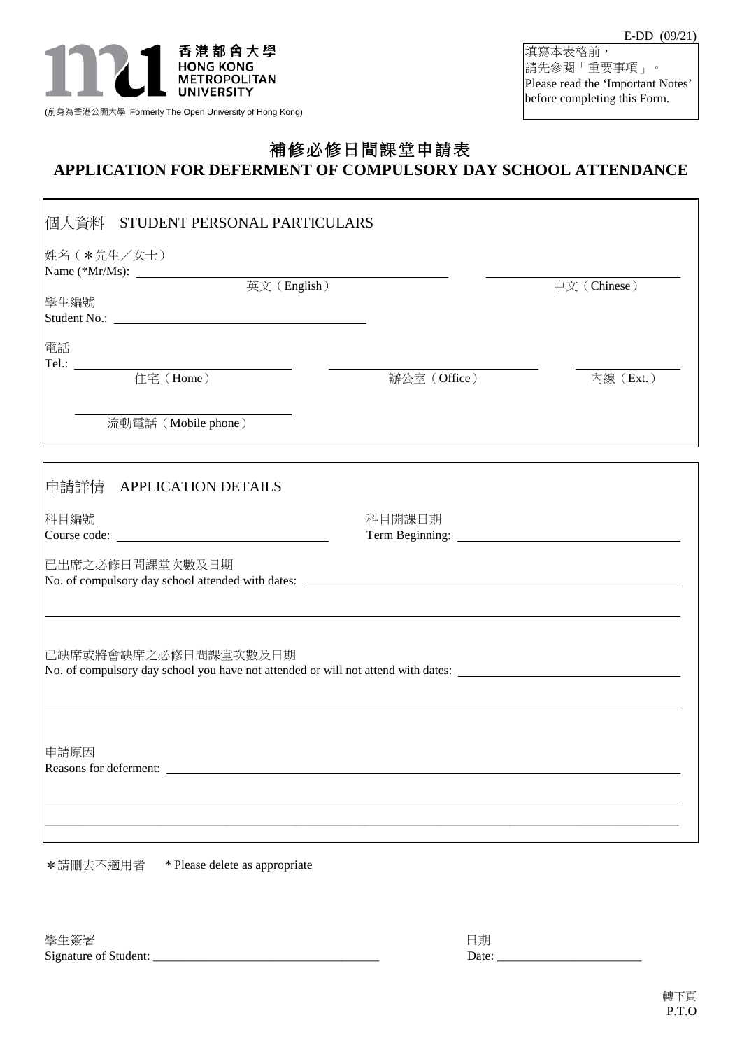E-DD (09/21)

香港都會大學
HONG KONG
METROPOLITAN
UNIVERSITY

(前身為香港公開大學 Formerly The Open University of Hong Kong)

填寫本表格前，
請先參閱「重要事項」。
Please read the 'Important Notes' before completing this Form.

# 補修必修日間課堂申請表
# APPLICATION FOR DEFERMENT OF COMPULSORY DAY SCHOOL ATTENDANCE

## 個人資料 STUDENT PERSONAL PARTICULARS

姓名（*先生／女士）
Name (*Mr/Ms): ______________________________ 英文（English） ____________________ 中文（Chinese）

學生編號
Student No.: ______________________________

電話
Tel.: ____________________ 住宅（Home） ____________________ 辦公室（Office） __________ 內線（Ext.）

____________________ 流動電話（Mobile phone）

## 申請詳情 APPLICATION DETAILS

科目編號
Course code: ______________________________

科目開課日期
Term Beginning: ______________________________

已出席之必修日間課堂次數及日期
No. of compulsory day school attended with dates: ______________________________

______________________________________________________________________

已缺席或將會缺席之必修日間課堂次數及日期
No. of compulsory day school you have not attended or will not attend with dates: ____________________

______________________________________________________________________

申請原因
Reasons for deferment: ______________________________

______________________________________________________________________

______________________________________________________________________

*請刪去不適用者 * Please delete as appropriate

學生簽署
Signature of Student: ___________________________________

日期
Date: _______________________

轉下頁
P.T.O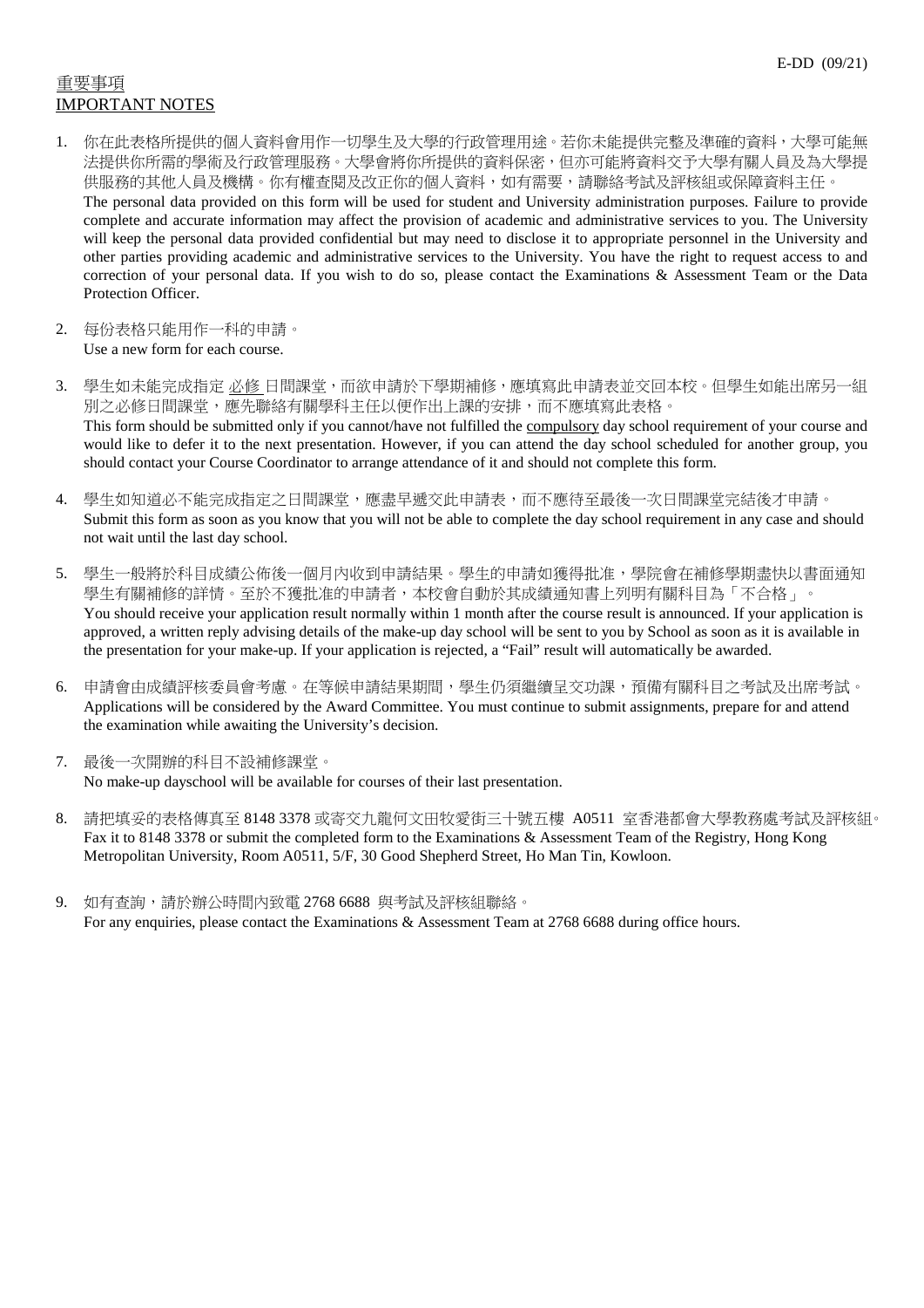E-DD (09/21)

## 重要事項
## IMPORTANT NOTES

1. 你在此表格所提供的個人資料會用作一切學生及大學的行政管理用途。若你未能提供完整及準確的資料，大學可能無法提供你所需的學術及行政管理服務。大學會將你所提供的資料保密，但亦可能將資料交予大學有關人員及為大學提供服務的其他人員及機構。你有權查閱及改正你的個人資料，如有需要，請聯絡考試及評核組或保障資料主任。
   The personal data provided on this form will be used for student and University administration purposes. Failure to provide complete and accurate information may affect the provision of academic and administrative services to you. The University will keep the personal data provided confidential but may need to disclose it to appropriate personnel in the University and other parties providing academic and administrative services to the University. You have the right to request access to and correction of your personal data. If you wish to do so, please contact the Examinations & Assessment Team or the Data Protection Officer.

2. 每份表格只能用作一科的申請。
   Use a new form for each course.

3. 學生如未能完成指定 <u>必修</u> 日間課堂，而欲申請於下學期補修，應填寫此申請表並交回本校。但學生如能出席另一組別之必修日間課堂，應先聯絡有關學科主任以便作出上課的安排，而不應填寫此表格。
   This form should be submitted only if you cannot/have not fulfilled the <u>compulsory</u> day school requirement of your course and would like to defer it to the next presentation. However, if you can attend the day school scheduled for another group, you should contact your Course Coordinator to arrange attendance of it and should not complete this form.

4. 學生如知道必不能完成指定之日間課堂，應盡早遞交此申請表，而不應待至最後一次日間課堂完結後才申請。
   Submit this form as soon as you know that you will not be able to complete the day school requirement in any case and should not wait until the last day school.

5. 學生一般將於科目成績公佈後一個月內收到申請結果。學生的申請如獲得批准，學院會在補修學期盡快以書面通知學生有關補修的詳情。至於不獲批准的申請者，本校會自動於其成績通知書上列明有關科目為「不合格」。
   You should receive your application result normally within 1 month after the course result is announced. If your application is approved, a written reply advising details of the make-up day school will be sent to you by School as soon as it is available in the presentation for your make-up. If your application is rejected, a "Fail" result will automatically be awarded.

6. 申請會由成績評核委員會考慮。在等候申請結果期間，學生仍須繼續呈交功課，預備有關科目之考試及出席考試。
   Applications will be considered by the Award Committee. You must continue to submit assignments, prepare for and attend the examination while awaiting the University's decision.

7. 最後一次開辦的科目不設補修課堂。
   No make-up dayschool will be available for courses of their last presentation.

8. 請把填妥的表格傳真至 8148 3378 或寄交九龍何文田牧愛街三十號五樓 A0511 室香港都會大學教務處考試及評核組。
   Fax it to 8148 3378 or submit the completed form to the Examinations & Assessment Team of the Registry, Hong Kong Metropolitan University, Room A0511, 5/F, 30 Good Shepherd Street, Ho Man Tin, Kowloon.

9. 如有查詢，請於辦公時間內致電 2768 6688 與考試及評核組聯絡。
   For any enquiries, please contact the Examinations & Assessment Team at 2768 6688 during office hours.